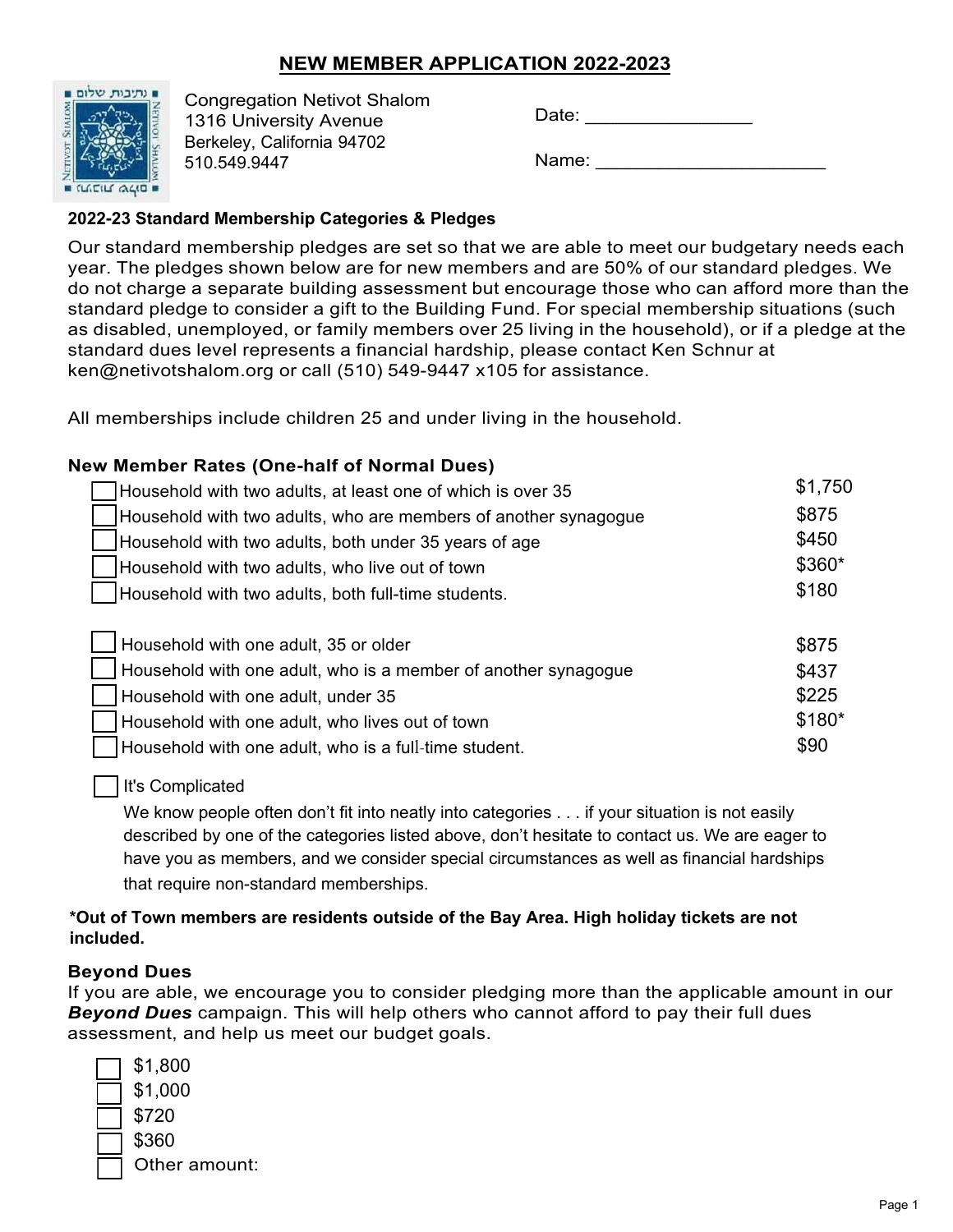# NEW MEMBER APPLICATION 2022-2023

Congregation Netivot Shalom
1316 University Avenue
Berkeley, California 94702
510.549.9447

Date: ________________

Name: ______________________

### 2022-23 Standard Membership Categories & Pledges

Our standard membership pledges are set so that we are able to meet our budgetary needs each year. The pledges shown below are for new members and are 50% of our standard pledges. We do not charge a separate building assessment but encourage those who can afford more than the standard pledge to consider a gift to the Building Fund. For special membership situations (such as disabled, unemployed, or family members over 25 living in the household), or if a pledge at the standard dues level represents a financial hardship, please contact Ken Schnur at ken@netivotshalom.org or call (510) 549-9447 x105 for assistance.

All memberships include children 25 and under living in the household.

### New Member Rates (One-half of Normal Dues)

| | Category | Amount |
|---|---|---|
| ☐ | Household with two adults, at least one of which is over 35 | $1,750 |
| ☐ | Household with two adults, who are members of another synagogue | $875 |
| ☐ | Household with two adults, both under 35 years of age | $450 |
| ☐ | Household with two adults, who live out of town | $360* |
| ☐ | Household with two adults, both full-time students. | $180 |
| ☐ | Household with one adult, 35 or older | $875 |
| ☐ | Household with one adult, who is a member of another synagogue | $437 |
| ☐ | Household with one adult, under 35 | $225 |
| ☐ | Household with one adult, who lives out of town | $180* |
| ☐ | Household with one adult, who is a full-time student. | $90 |

☐ It's Complicated

We know people often don't fit into neatly into categories . . . if your situation is not easily described by one of the categories listed above, don't hesitate to contact us. We are eager to have you as members, and we consider special circumstances as well as financial hardships that require non-standard memberships.

**\*Out of Town members are residents outside of the Bay Area. High holiday tickets are not included.**

### Beyond Dues

If you are able, we encourage you to consider pledging more than the applicable amount in our ***Beyond Dues*** campaign. This will help others who cannot afford to pay their full dues assessment, and help us meet our budget goals.

- ☐ $1,800
- ☐ $1,000
- ☐ $720
- ☐ $360
- ☐ Other amount: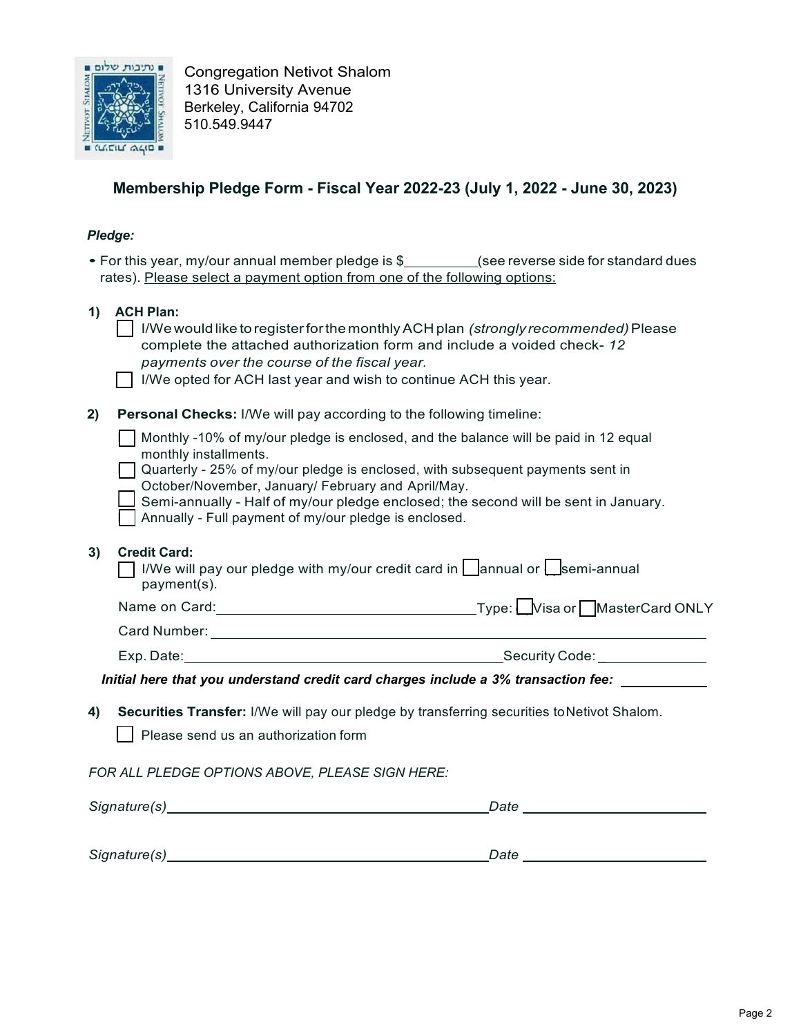Congregation Netivot Shalom
1316 University Avenue
Berkeley, California 94702
510.549.9447

## Membership Pledge Form - Fiscal Year 2022-23 (July 1, 2022 - June 30, 2023)

***Pledge:***

- For this year, my/our annual member pledge is $\_\_\_\_\_\_\_\_\_\_(see reverse side for standard dues rates). Please select a payment option from one of the following options:

**1) ACH Plan:**

☐ I/We would like to register for the monthly ACH plan *(strongly recommended)* Please complete the attached authorization form and include a voided check- *12 payments over the course of the fiscal year.*

☐ I/We opted for ACH last year and wish to continue ACH this year.

**2) Personal Checks:** I/We will pay according to the following timeline:

☐ Monthly -10% of my/our pledge is enclosed, and the balance will be paid in 12 equal monthly installments.

☐ Quarterly - 25% of my/our pledge is enclosed, with subsequent payments sent in October/November, January/ February and April/May.

☐ Semi-annually - Half of my/our pledge enclosed; the second will be sent in January.

☐ Annually - Full payment of my/our pledge is enclosed.

**3) Credit Card:**

☐ I/We will pay our pledge with my/our credit card in ☐ annual or ☐ semi-annual payment(s).

Name on Card:\_\_\_\_\_\_\_\_\_\_\_\_\_\_\_\_\_\_\_\_\_\_\_\_\_\_\_\_\_\_ Type: ☐ Visa or ☐ MasterCard ONLY

Card Number:\_\_\_\_\_\_\_\_\_\_\_\_\_\_\_\_\_\_\_\_\_\_\_\_\_\_\_\_\_\_\_\_\_\_\_\_\_\_\_\_\_\_\_\_\_\_\_\_\_\_\_\_\_\_

Exp. Date:\_\_\_\_\_\_\_\_\_\_\_\_\_\_\_\_\_\_\_\_\_\_\_\_\_\_\_\_\_\_\_\_\_\_\_\_\_\_ Security Code: \_\_\_\_\_\_\_\_\_\_\_\_

***Initial here that you understand credit card charges include a 3% transaction fee:*** \_\_\_\_\_\_\_\_\_\_

**4) Securities Transfer:** I/We will pay our pledge by transferring securities to Netivot Shalom.

☐ Please send us an authorization form

*FOR ALL PLEDGE OPTIONS ABOVE, PLEASE SIGN HERE:*

*Signature(s)*\_\_\_\_\_\_\_\_\_\_\_\_\_\_\_\_\_\_\_\_\_\_\_\_\_\_\_\_\_\_\_\_\_\_\_\_\_\_\_\_ *Date* \_\_\_\_\_\_\_\_\_\_\_\_\_\_\_\_\_\_\_\_\_\_

*Signature(s)*\_\_\_\_\_\_\_\_\_\_\_\_\_\_\_\_\_\_\_\_\_\_\_\_\_\_\_\_\_\_\_\_\_\_\_\_\_\_\_\_ *Date* \_\_\_\_\_\_\_\_\_\_\_\_\_\_\_\_\_\_\_\_\_\_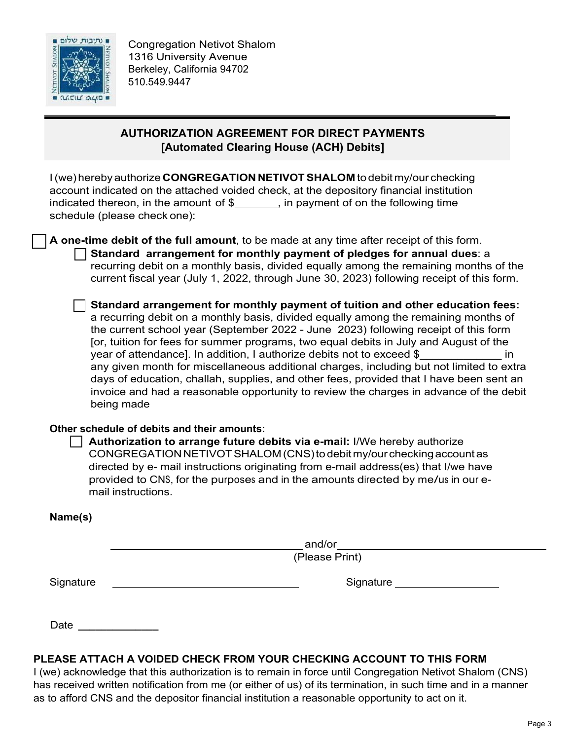Congregation Netivot Shalom
1316 University Avenue
Berkeley, California 94702
510.549.9447

## AUTHORIZATION AGREEMENT FOR DIRECT PAYMENTS
## [Automated Clearing House (ACH) Debits]

I (we) hereby authorize **CONGREGATION NETIVOT SHALOM** to debit my/our checking account indicated on the attached voided check, at the depository financial institution indicated thereon, in the amount of $_______, in payment of on the following time schedule (please check one):

☐ **A one-time debit of the full amount**, to be made at any time after receipt of this form.

☐ **Standard arrangement for monthly payment of pledges for annual dues**: a recurring debit on a monthly basis, divided equally among the remaining months of the current fiscal year (July 1, 2022, through June 30, 2023) following receipt of this form.

☐ **Standard arrangement for monthly payment of tuition and other education fees:** a recurring debit on a monthly basis, divided equally among the remaining months of the current school year (September 2022 - June 2023) following receipt of this form [or, tuition for fees for summer programs, two equal debits in July and August of the year of attendance]. In addition, I authorize debits not to exceed $_____________ in any given month for miscellaneous additional charges, including but not limited to extra days of education, challah, supplies, and other fees, provided that I have been sent an invoice and had a reasonable opportunity to review the charges in advance of the debit being made

**Other schedule of debits and their amounts:**

☐ **Authorization to arrange future debits via e-mail:** I/We hereby authorize CONGREGATION NETIVOT SHALOM (CNS) to debit my/our checking account as directed by e- mail instructions originating from e-mail address(es) that I/we have provided to CNS, for the purposes and in the amounts directed by me/us in our e-mail instructions.

**Name(s)**

_________________________________ and/or _________________________________
(Please Print)

Signature _________________________________ Signature _________________

Date _____________

**PLEASE ATTACH A VOIDED CHECK FROM YOUR CHECKING ACCOUNT TO THIS FORM**

I (we) acknowledge that this authorization is to remain in force until Congregation Netivot Shalom (CNS) has received written notification from me (or either of us) of its termination, in such time and in a manner as to afford CNS and the depositor financial institution a reasonable opportunity to act on it.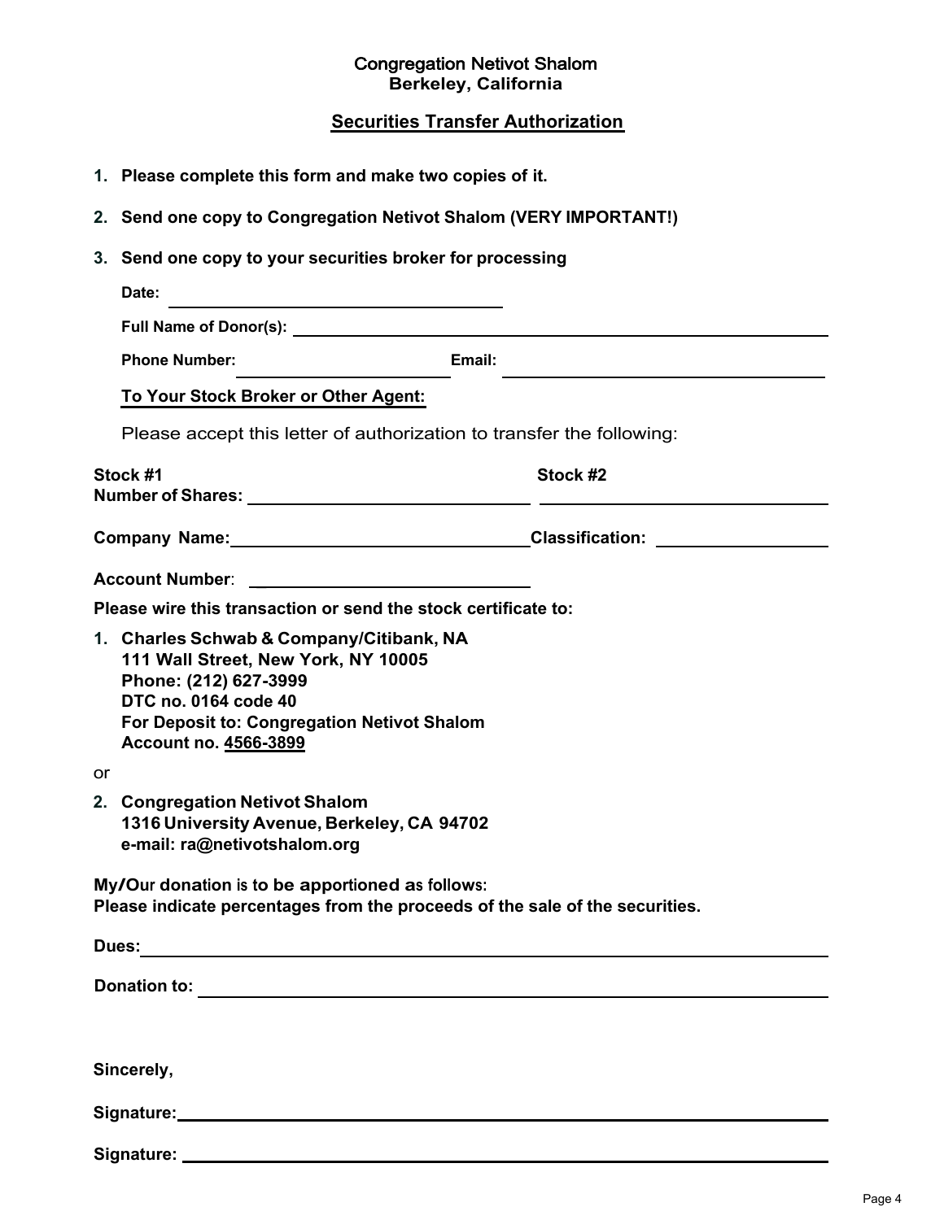**Congregation Netivot Shalom**
**Berkeley, California**

## Securities Transfer Authorization

1. **Please complete this form and make two copies of it.**
2. **Send one copy to Congregation Netivot Shalom (VERY IMPORTANT!)**
3. **Send one copy to your securities broker for processing**

**Date:** ______________________________

**Full Name of Donor(s):** ______________________________________________

**Phone Number:** ____________________ **Email:** ______________________________

**To Your Stock Broker or Other Agent:**

Please accept this letter of authorization to transfer the following:

**Stock #1** **Stock #2**

**Number of Shares:** ________________________ ________________________

**Company Name:** ________________________ **Classification:** ______________

**Account Number**: ________________________

**Please wire this transaction or send the stock certificate to:**

1. **Charles Schwab & Company/Citibank, NA**
   **111 Wall Street, New York, NY 10005**
   **Phone: (212) 627-3999**
   **DTC no. 0164 code 40**
   **For Deposit to: Congregation Netivot Shalom**
   **Account no. 4566-3899**

or

2. **Congregation Netivot Shalom**
   **1316 University Avenue, Berkeley, CA 94702**
   **e-mail: ra@netivotshalom.org**

**My/Our donation is to be apportioned as follows:**
**Please indicate percentages from the proceeds of the sale of the securities.**

**Dues:** ______________________________________________

**Donation to:** ______________________________________________

**Sincerely,**

**Signature:** ______________________________________________

**Signature:** ______________________________________________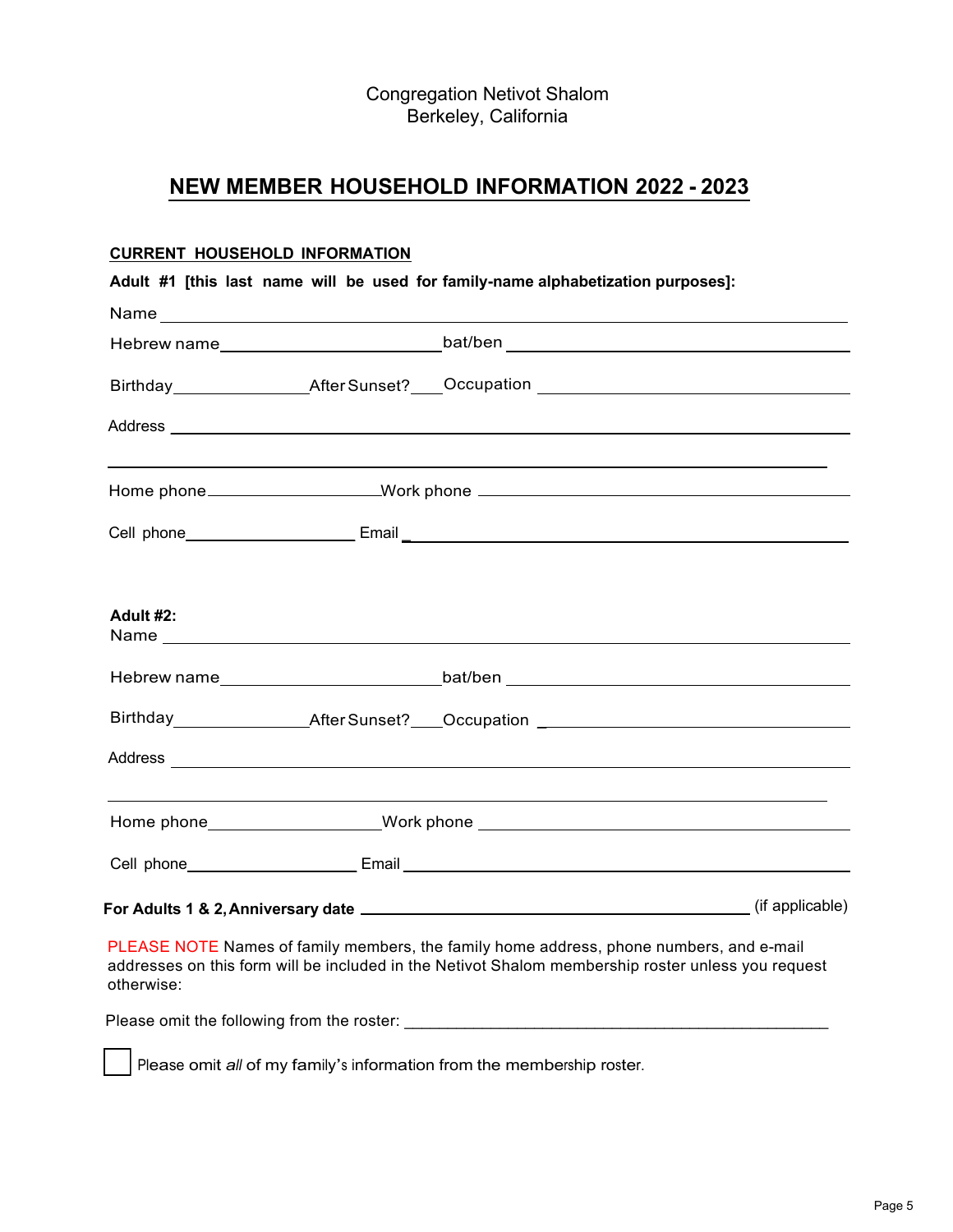Congregation Netivot Shalom
Berkeley, California

# NEW MEMBER HOUSEHOLD INFORMATION 2022 - 2023

**CURRENT HOUSEHOLD INFORMATION**

**Adult #1 [this last name will be used for family-name alphabetization purposes]:**

Name ______________________________________________________________________

Hebrew name ______________________ bat/ben ______________________________

Birthday _____________ After Sunset? ___ Occupation ____________________________

Address ____________________________________________________________________

____________________________________________________________________________

Home phone ________________ Work phone ______________________________________

Cell phone ________________ Email __________________________________________

**Adult #2:**

Name ______________________________________________________________________

Hebrew name ______________________ bat/ben ______________________________

Birthday _____________ After Sunset? ___ Occupation ____________________________

Address ____________________________________________________________________

____________________________________________________________________________

Home phone ________________ Work phone ______________________________________

Cell phone ________________ Email __________________________________________

**For Adults 1 & 2, Anniversary date** ____________________________________ (if applicable)

PLEASE NOTE Names of family members, the family home address, phone numbers, and e-mail addresses on this form will be included in the Netivot Shalom membership roster unless you request otherwise:

Please omit the following from the roster: ___________________________________________

☐ Please omit *all* of my family's information from the membership roster.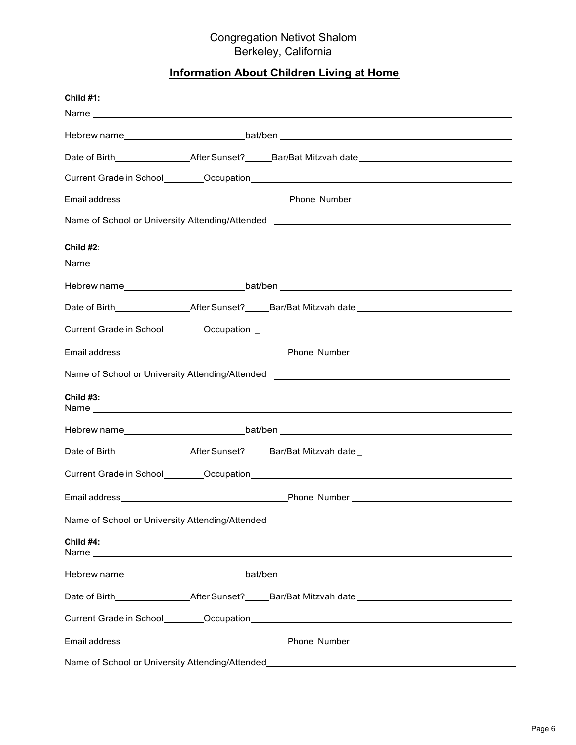Congregation Netivot Shalom
Berkeley, California

## Information About Children Living at Home

**Child #1:**

Name ______________________________________________

Hebrew name ____________________ bat/ben ____________________

Date of Birth ____________ After Sunset? _____ Bar/Bat Mitzvah date ____________________

Current Grade in School ________ Occupation ____________________

Email address ____________________ Phone Number ____________________

Name of School or University Attending/Attended ____________________

**Child #2**:

Name ______________________________________________

Hebrew name ____________________ bat/ben ____________________

Date of Birth ____________ After Sunset? _____ Bar/Bat Mitzvah date ____________________

Current Grade in School ________ Occupation ____________________

Email address ____________________ Phone Number ____________________

Name of School or University Attending/Attended ____________________

**Child #3:**

Name ______________________________________________

Hebrew name ____________________ bat/ben ____________________

Date of Birth ____________ After Sunset? _____ Bar/Bat Mitzvah date ____________________

Current Grade in School ________ Occupation ____________________

Email address ____________________ Phone Number ____________________

Name of School or University Attending/Attended ____________________

**Child #4:**

Name ______________________________________________

Hebrew name ____________________ bat/ben ____________________

Date of Birth ____________ After Sunset? _____ Bar/Bat Mitzvah date ____________________

Current Grade in School ________ Occupation ____________________

Email address ____________________ Phone Number ____________________

Name of School or University Attending/Attended ____________________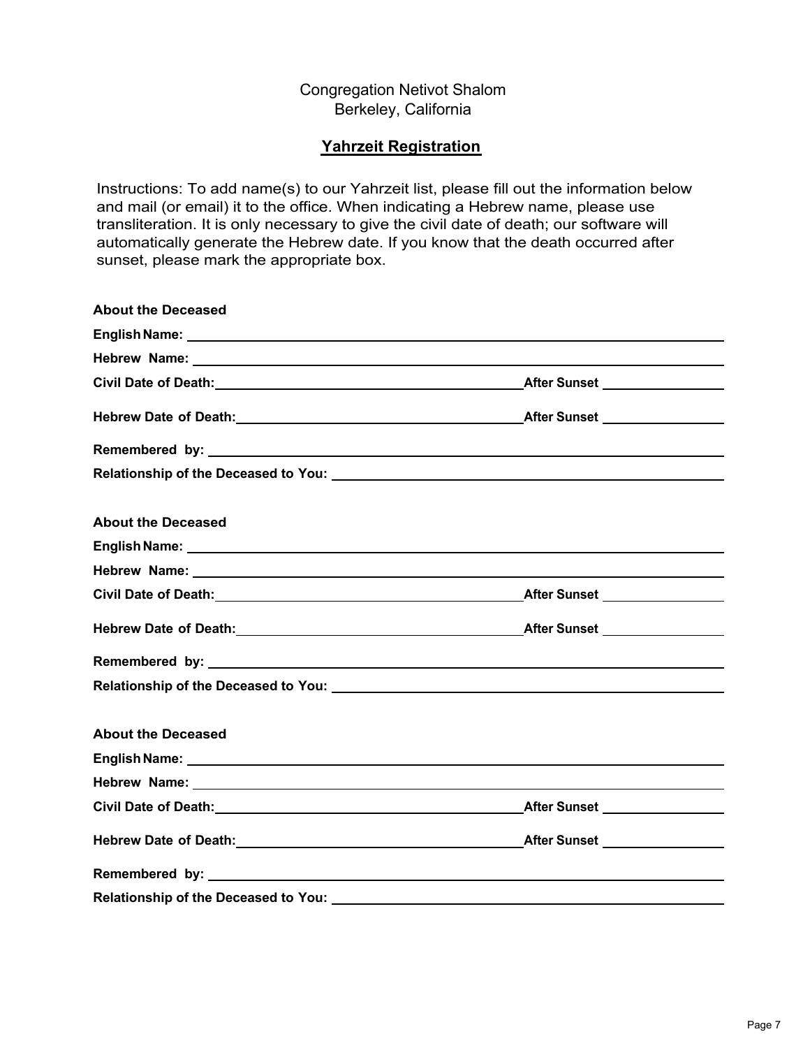Congregation Netivot Shalom
Berkeley, California

## Yahrzeit Registration

Instructions: To add name(s) to our Yahrzeit list, please fill out the information below and mail (or email) it to the office. When indicating a Hebrew name, please use transliteration. It is only necessary to give the civil date of death; our software will automatically generate the Hebrew date. If you know that the death occurred after sunset, please mark the appropriate box.

**About the Deceased**

**English Name:** ______________________________

**Hebrew Name:** ______________________________

**Civil Date of Death:** ______________________________ **After Sunset** __________

**Hebrew Date of Death:** ______________________________ **After Sunset** __________

**Remembered by:** ______________________________

**Relationship of the Deceased to You:** ______________________________

**About the Deceased**

**English Name:** ______________________________

**Hebrew Name:** ______________________________

**Civil Date of Death:** ______________________________ **After Sunset** __________

**Hebrew Date of Death:** ______________________________ **After Sunset** __________

**Remembered by:** ______________________________

**Relationship of the Deceased to You:** ______________________________

**About the Deceased**

**English Name:** ______________________________

**Hebrew Name:** ______________________________

**Civil Date of Death:** ______________________________ **After Sunset** __________

**Hebrew Date of Death:** ______________________________ **After Sunset** __________

**Remembered by:** ______________________________

**Relationship of the Deceased to You:** ______________________________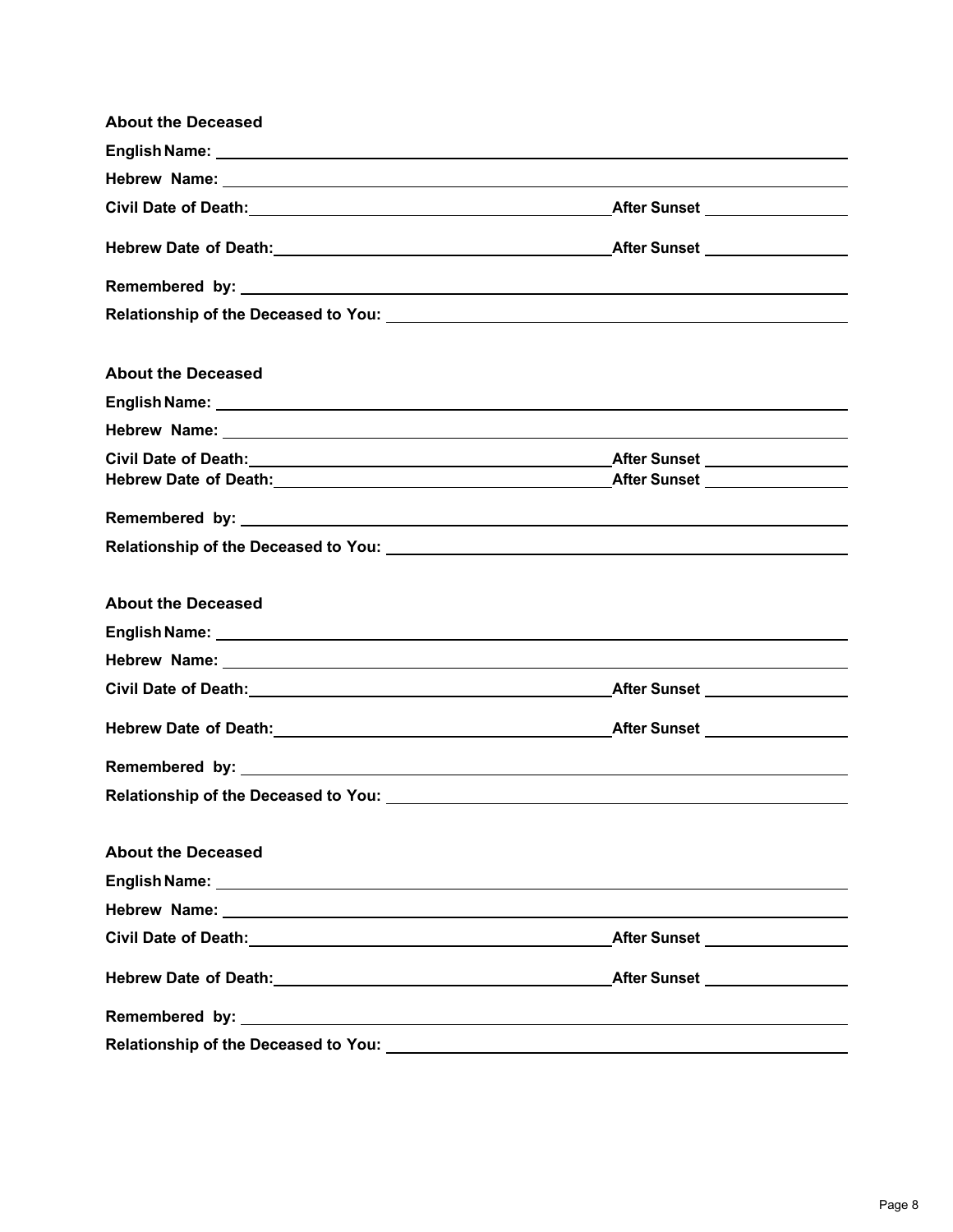**About the Deceased**

**English Name:** ____________________

**Hebrew Name:** ____________________

**Civil Date of Death:** ____________________ **After Sunset** __________

**Hebrew Date of Death:** ____________________ **After Sunset** __________

**Remembered by:** ____________________

**Relationship of the Deceased to You:** ____________________

**About the Deceased**

**English Name:** ____________________

**Hebrew Name:** ____________________

**Civil Date of Death:** ____________________ **After Sunset** __________

**Hebrew Date of Death:** ____________________ **After Sunset** __________

**Remembered by:** ____________________

**Relationship of the Deceased to You:** ____________________

**About the Deceased**

**English Name:** ____________________

**Hebrew Name:** ____________________

**Civil Date of Death:** ____________________ **After Sunset** __________

**Hebrew Date of Death:** ____________________ **After Sunset** __________

**Remembered by:** ____________________

**Relationship of the Deceased to You:** ____________________

**About the Deceased**

**English Name:** ____________________

**Hebrew Name:** ____________________

**Civil Date of Death:** ____________________ **After Sunset** __________

**Hebrew Date of Death:** ____________________ **After Sunset** __________

**Remembered by:** ____________________

**Relationship of the Deceased to You:** ____________________